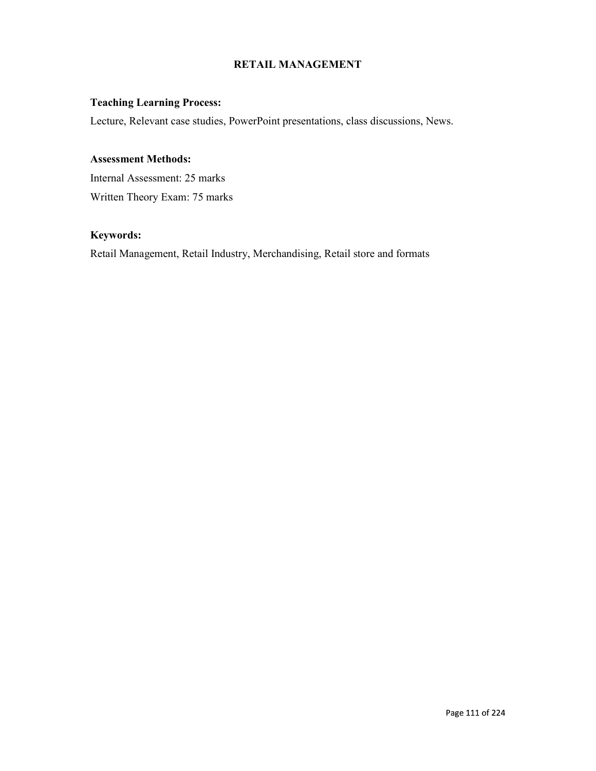# RETAIL MANAGEMENT

**Teaching Learning Process:**

Lecture, Relevant case studies, PowerPoint presentations, class discussions, News.

**Assessment Methods:**

Internal Assessment: 25 marks

Written Theory Exam: 75 marks

**Keywords:**

Retail Management, Retail Industry, Merchandising, Retail store and formats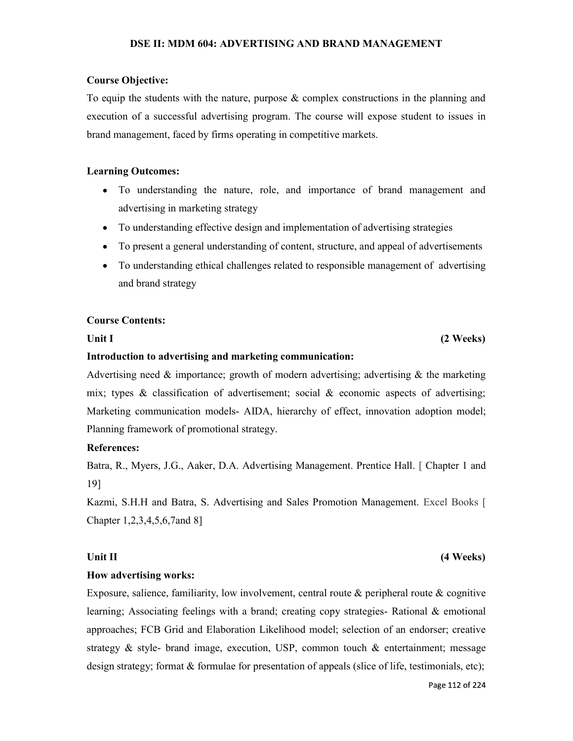## DSE II: MDM 604: ADVERTISING AND BRAND MANAGEMENT

**Course Objective:**

To equip the students with the nature, purpose & complex constructions in the planning and execution of a successful advertising program. The course will expose student to issues in brand management, faced by firms operating in competitive markets.

**Learning Outcomes:**

- To understanding the nature, role, and importance of brand management and advertising in marketing strategy
- To understanding effective design and implementation of advertising strategies
- To present a general understanding of content, structure, and appeal of advertisements
- To understanding ethical challenges related to responsible management of advertising and brand strategy

**Course Contents:**

**Unit I** **(2 Weeks)**

**Introduction to advertising and marketing communication:**

Advertising need & importance; growth of modern advertising; advertising & the marketing mix; types & classification of advertisement; social & economic aspects of advertising; Marketing communication models- AIDA, hierarchy of effect, innovation adoption model; Planning framework of promotional strategy.

**References:**

Batra, R., Myers, J.G., Aaker, D.A. Advertising Management. Prentice Hall. [ Chapter 1 and 19]

Kazmi, S.H.H and Batra, S. Advertising and Sales Promotion Management. Excel Books [ Chapter 1,2,3,4,5,6,7and 8]

**Unit II** **(4 Weeks)**

**How advertising works:**

Exposure, salience, familiarity, low involvement, central route & peripheral route & cognitive learning; Associating feelings with a brand; creating copy strategies- Rational & emotional approaches; FCB Grid and Elaboration Likelihood model; selection of an endorser; creative strategy & style- brand image, execution, USP, common touch & entertainment; message design strategy; format & formulae for presentation of appeals (slice of life, testimonials, etc);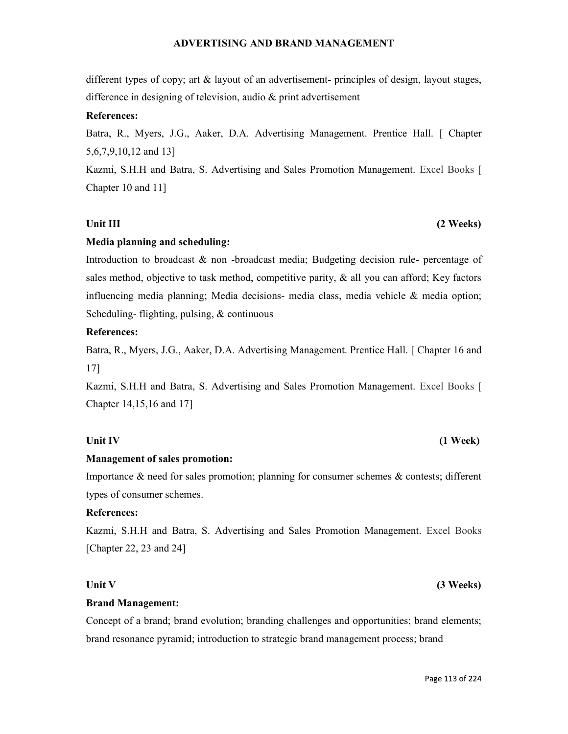different types of copy; art & layout of an advertisement- principles of design, layout stages, difference in designing of television, audio & print advertisement

**References:**

Batra, R., Myers, J.G., Aaker, D.A. Advertising Management. Prentice Hall. [ Chapter 5,6,7,9,10,12 and 13]

Kazmi, S.H.H and Batra, S. Advertising and Sales Promotion Management. Excel Books [ Chapter 10 and 11]

**Unit III (2 Weeks)**

**Media planning and scheduling:**

Introduction to broadcast & non -broadcast media; Budgeting decision rule- percentage of sales method, objective to task method, competitive parity, & all you can afford; Key factors influencing media planning; Media decisions- media class, media vehicle & media option; Scheduling- flighting, pulsing, & continuous

**References:**

Batra, R., Myers, J.G., Aaker, D.A. Advertising Management. Prentice Hall. [ Chapter 16 and 17]

Kazmi, S.H.H and Batra, S. Advertising and Sales Promotion Management. Excel Books [ Chapter 14,15,16 and 17]

**Unit IV (1 Week)**

**Management of sales promotion:**

Importance & need for sales promotion; planning for consumer schemes & contests; different types of consumer schemes.

**References:**

Kazmi, S.H.H and Batra, S. Advertising and Sales Promotion Management. Excel Books [Chapter 22, 23 and 24]

**Unit V (3 Weeks)**

**Brand Management:**

Concept of a brand; brand evolution; branding challenges and opportunities; brand elements; brand resonance pyramid; introduction to strategic brand management process; brand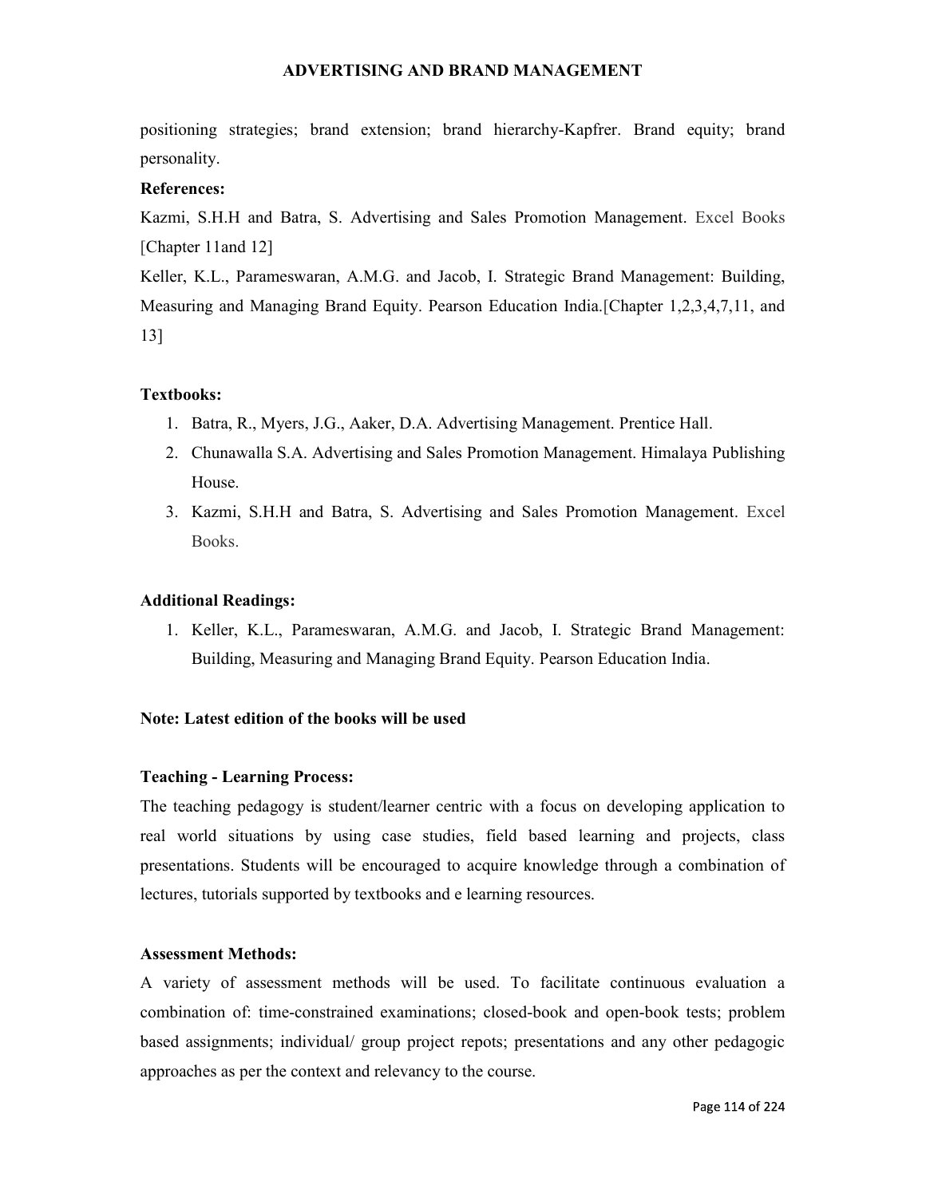positioning strategies; brand extension; brand hierarchy-Kapfrer. Brand equity; brand personality.

**References:**

Kazmi, S.H.H and Batra, S. Advertising and Sales Promotion Management. Excel Books [Chapter 11and 12]

Keller, K.L., Parameswaran, A.M.G. and Jacob, I. Strategic Brand Management: Building, Measuring and Managing Brand Equity. Pearson Education India.[Chapter 1,2,3,4,7,11, and 13]

**Textbooks:**

1. Batra, R., Myers, J.G., Aaker, D.A. Advertising Management. Prentice Hall.
2. Chunawalla S.A. Advertising and Sales Promotion Management. Himalaya Publishing House.
3. Kazmi, S.H.H and Batra, S. Advertising and Sales Promotion Management. Excel Books.

**Additional Readings:**

1. Keller, K.L., Parameswaran, A.M.G. and Jacob, I. Strategic Brand Management: Building, Measuring and Managing Brand Equity. Pearson Education India.

**Note: Latest edition of the books will be used**

**Teaching - Learning Process:**

The teaching pedagogy is student/learner centric with a focus on developing application to real world situations by using case studies, field based learning and projects, class presentations. Students will be encouraged to acquire knowledge through a combination of lectures, tutorials supported by textbooks and e learning resources.

**Assessment Methods:**

A variety of assessment methods will be used. To facilitate continuous evaluation a combination of: time-constrained examinations; closed-book and open-book tests; problem based assignments; individual/ group project repots; presentations and any other pedagogic approaches as per the context and relevancy to the course.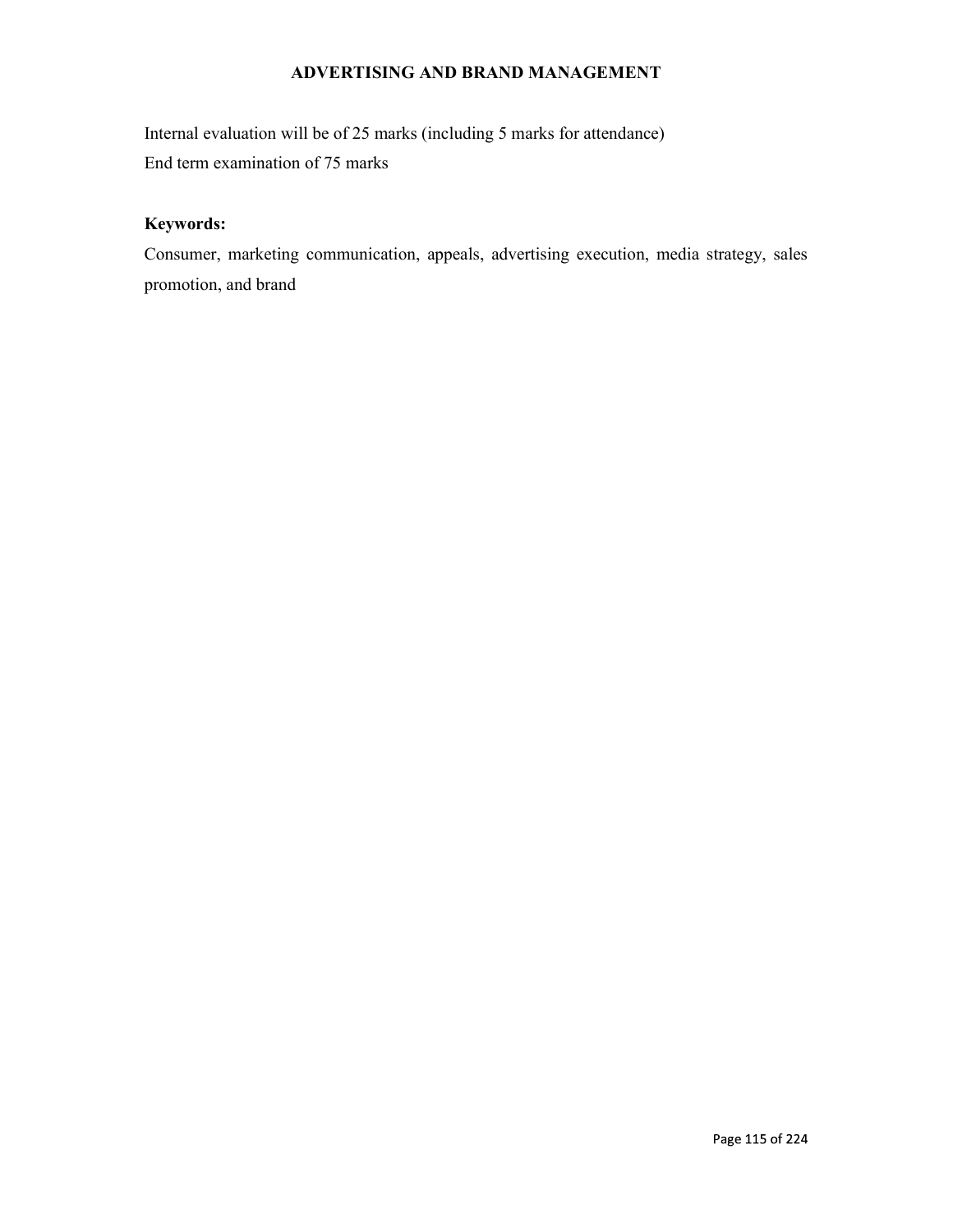# ADVERTISING AND BRAND MANAGEMENT

Internal evaluation will be of 25 marks (including 5 marks for attendance)
End term examination of 75 marks

**Keywords:**
Consumer, marketing communication, appeals, advertising execution, media strategy, sales promotion, and brand